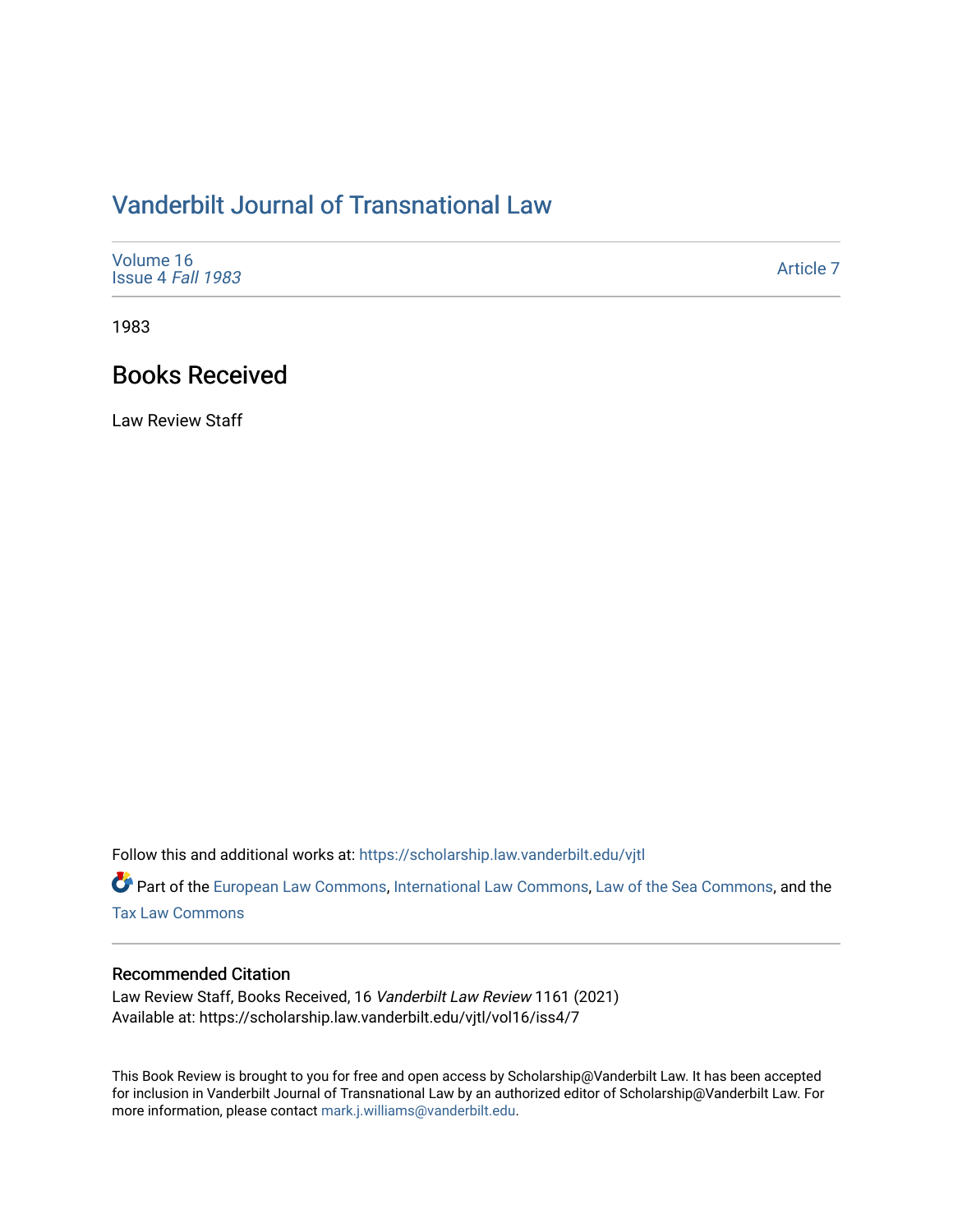# Vanderbilt Journal of Transnational Law

Volume 16
Issue 4 *Fall 1983*

Article 7

1983

## Books Received

Law Review Staff

Follow this and additional works at: https://scholarship.law.vanderbilt.edu/vjtl

Part of the European Law Commons, International Law Commons, Law of the Sea Commons, and the Tax Law Commons

### Recommended Citation

Law Review Staff, Books Received, 16 *Vanderbilt Law Review* 1161 (2021)
Available at: https://scholarship.law.vanderbilt.edu/vjtl/vol16/iss4/7

This Book Review is brought to you for free and open access by Scholarship@Vanderbilt Law. It has been accepted for inclusion in Vanderbilt Journal of Transnational Law by an authorized editor of Scholarship@Vanderbilt Law. For more information, please contact mark.j.williams@vanderbilt.edu.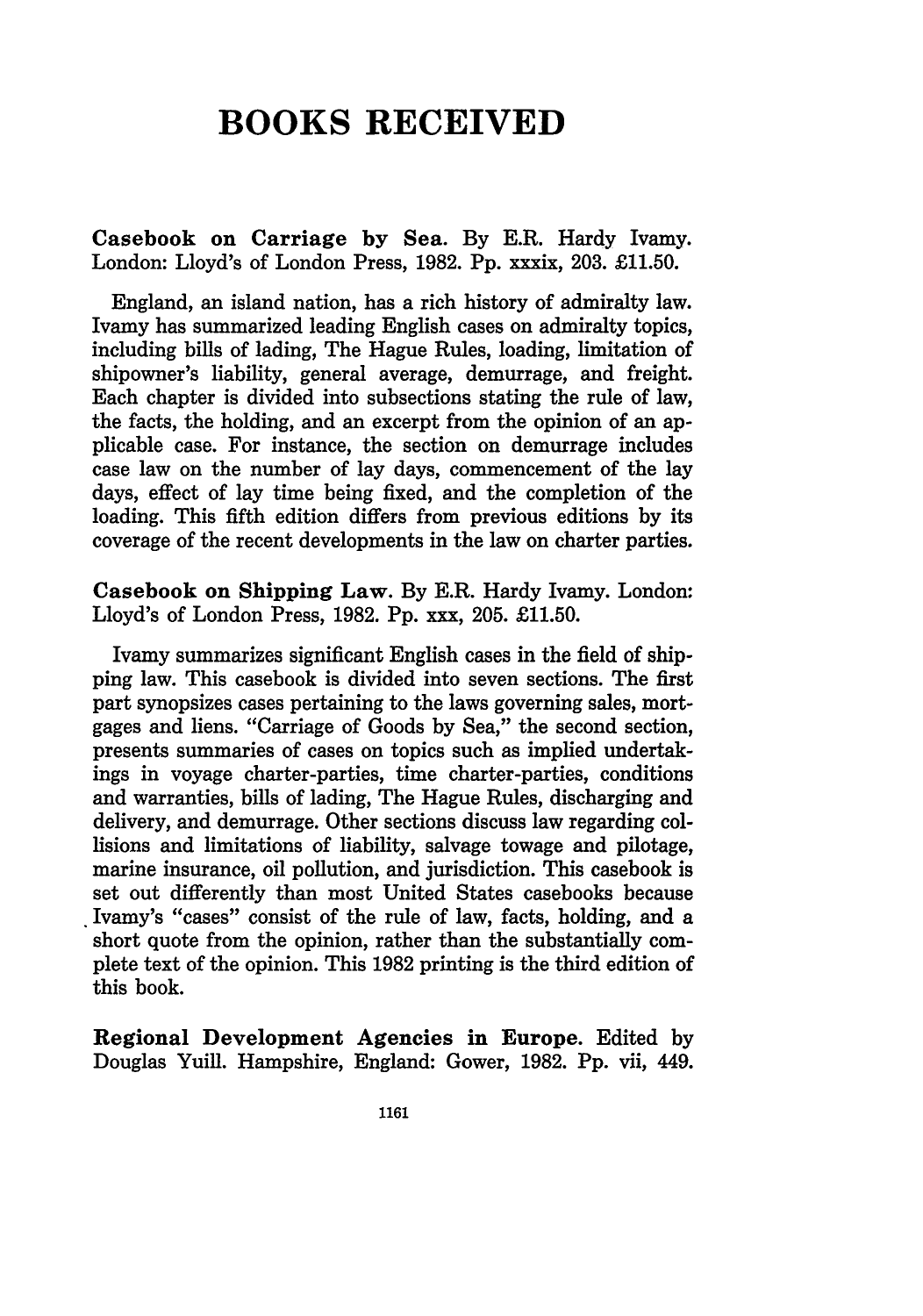# BOOKS RECEIVED

**Casebook on Carriage by Sea.** By E.R. Hardy Ivamy. London: Lloyd's of London Press, 1982. Pp. xxxix, 203. £11.50.

England, an island nation, has a rich history of admiralty law. Ivamy has summarized leading English cases on admiralty topics, including bills of lading, The Hague Rules, loading, limitation of shipowner's liability, general average, demurrage, and freight. Each chapter is divided into subsections stating the rule of law, the facts, the holding, and an excerpt from the opinion of an applicable case. For instance, the section on demurrage includes case law on the number of lay days, commencement of the lay days, effect of lay time being fixed, and the completion of the loading. This fifth edition differs from previous editions by its coverage of the recent developments in the law on charter parties.

**Casebook on Shipping Law.** By E.R. Hardy Ivamy. London: Lloyd's of London Press, 1982. Pp. xxx, 205. £11.50.

Ivamy summarizes significant English cases in the field of shipping law. This casebook is divided into seven sections. The first part synopsizes cases pertaining to the laws governing sales, mortgages and liens. "Carriage of Goods by Sea," the second section, presents summaries of cases on topics such as implied undertakings in voyage charter-parties, time charter-parties, conditions and warranties, bills of lading, The Hague Rules, discharging and delivery, and demurrage. Other sections discuss law regarding collisions and limitations of liability, salvage towage and pilotage, marine insurance, oil pollution, and jurisdiction. This casebook is set out differently than most United States casebooks because Ivamy's "cases" consist of the rule of law, facts, holding, and a short quote from the opinion, rather than the substantially complete text of the opinion. This 1982 printing is the third edition of this book.

**Regional Development Agencies in Europe.** Edited by Douglas Yuill. Hampshire, England: Gower, 1982. Pp. vii, 449.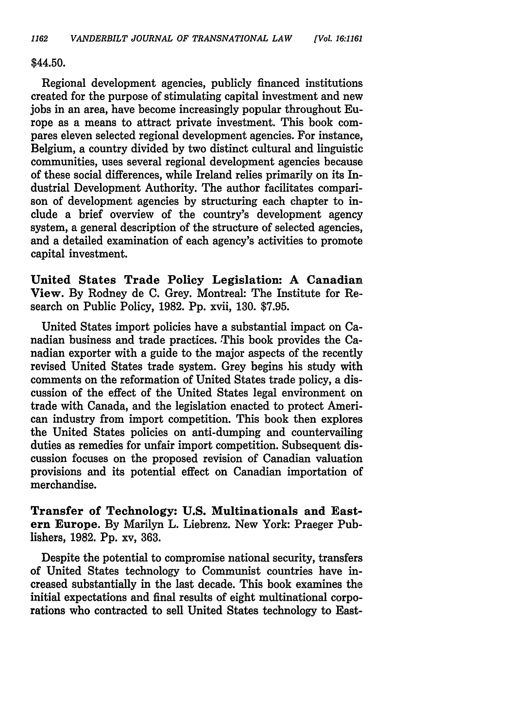$44.50.

Regional development agencies, publicly financed institutions created for the purpose of stimulating capital investment and new jobs in an area, have become increasingly popular throughout Europe as a means to attract private investment. This book compares eleven selected regional development agencies. For instance, Belgium, a country divided by two distinct cultural and linguistic communities, uses several regional development agencies because of these social differences, while Ireland relies primarily on its Industrial Development Authority. The author facilitates comparison of development agencies by structuring each chapter to include a brief overview of the country's development agency system, a general description of the structure of selected agencies, and a detailed examination of each agency's activities to promote capital investment.

**United States Trade Policy Legislation: A Canadian View**. By Rodney de C. Grey. Montreal: The Institute for Research on Public Policy, 1982. Pp. xvii, 130. $7.95.

United States import policies have a substantial impact on Canadian business and trade practices. This book provides the Canadian exporter with a guide to the major aspects of the recently revised United States trade system. Grey begins his study with comments on the reformation of United States trade policy, a discussion of the effect of the United States legal environment on trade with Canada, and the legislation enacted to protect American industry from import competition. This book then explores the United States policies on anti-dumping and countervailing duties as remedies for unfair import competition. Subsequent discussion focuses on the proposed revision of Canadian valuation provisions and its potential effect on Canadian importation of merchandise.

**Transfer of Technology: U.S. Multinationals and Eastern Europe**. By Marilyn L. Liebrenz. New York: Praeger Publishers, 1982. Pp. xv, 363.

Despite the potential to compromise national security, transfers of United States technology to Communist countries have increased substantially in the last decade. This book examines the initial expectations and final results of eight multinational corporations who contracted to sell United States technology to East-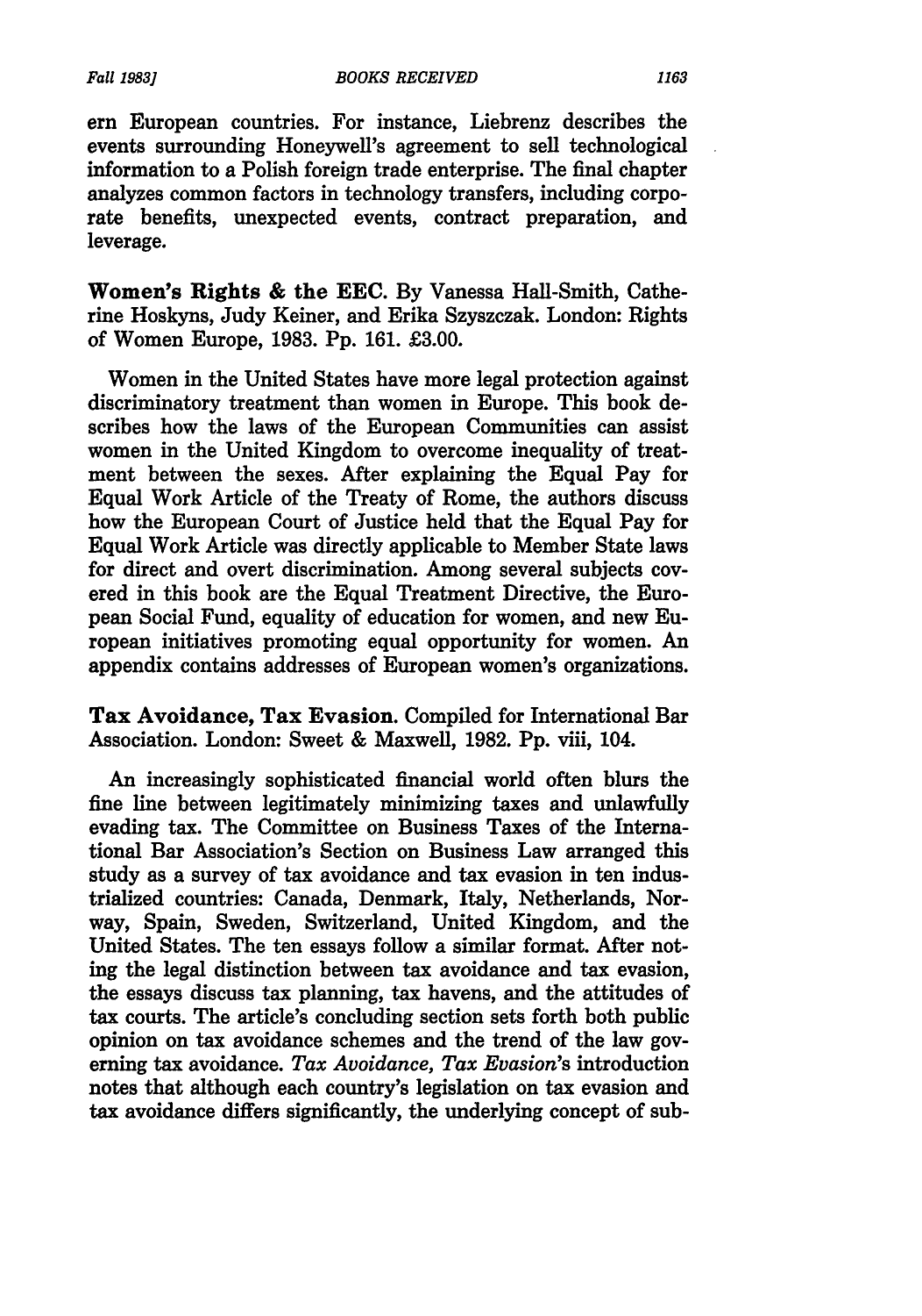ern European countries. For instance, Liebrenz describes the events surrounding Honeywell's agreement to sell technological information to a Polish foreign trade enterprise. The final chapter analyzes common factors in technology transfers, including corporate benefits, unexpected events, contract preparation, and leverage.

**Women's Rights & the EEC.** By Vanessa Hall-Smith, Catherine Hoskyns, Judy Keiner, and Erika Szyszczak. London: Rights of Women Europe, 1983. Pp. 161. £3.00.

Women in the United States have more legal protection against discriminatory treatment than women in Europe. This book describes how the laws of the European Communities can assist women in the United Kingdom to overcome inequality of treatment between the sexes. After explaining the Equal Pay for Equal Work Article of the Treaty of Rome, the authors discuss how the European Court of Justice held that the Equal Pay for Equal Work Article was directly applicable to Member State laws for direct and overt discrimination. Among several subjects covered in this book are the Equal Treatment Directive, the European Social Fund, equality of education for women, and new European initiatives promoting equal opportunity for women. An appendix contains addresses of European women's organizations.

**Tax Avoidance, Tax Evasion.** Compiled for International Bar Association. London: Sweet & Maxwell, 1982. Pp. viii, 104.

An increasingly sophisticated financial world often blurs the fine line between legitimately minimizing taxes and unlawfully evading tax. The Committee on Business Taxes of the International Bar Association's Section on Business Law arranged this study as a survey of tax avoidance and tax evasion in ten industrialized countries: Canada, Denmark, Italy, Netherlands, Norway, Spain, Sweden, Switzerland, United Kingdom, and the United States. The ten essays follow a similar format. After noting the legal distinction between tax avoidance and tax evasion, the essays discuss tax planning, tax havens, and the attitudes of tax courts. The article's concluding section sets forth both public opinion on tax avoidance schemes and the trend of the law governing tax avoidance. *Tax Avoidance, Tax Evasion*'s introduction notes that although each country's legislation on tax evasion and tax avoidance differs significantly, the underlying concept of sub-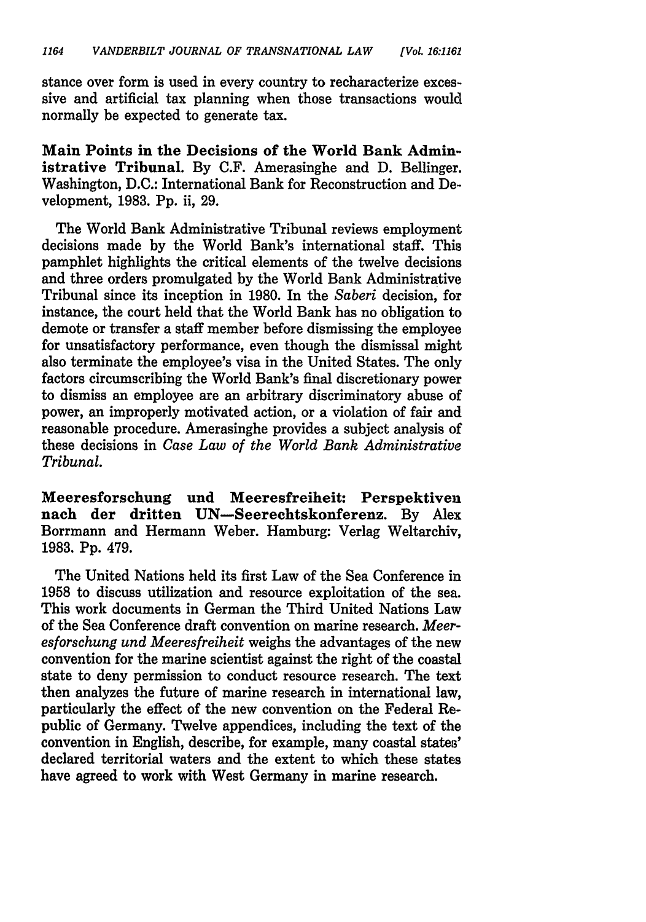stance over form is used in every country to recharacterize excessive and artificial tax planning when those transactions would normally be expected to generate tax.

**Main Points in the Decisions of the World Bank Administrative Tribunal.** By C.F. Amerasinghe and D. Bellinger. Washington, D.C.: International Bank for Reconstruction and Development, 1983. Pp. ii, 29.

The World Bank Administrative Tribunal reviews employment decisions made by the World Bank's international staff. This pamphlet highlights the critical elements of the twelve decisions and three orders promulgated by the World Bank Administrative Tribunal since its inception in 1980. In the *Saberi* decision, for instance, the court held that the World Bank has no obligation to demote or transfer a staff member before dismissing the employee for unsatisfactory performance, even though the dismissal might also terminate the employee's visa in the United States. The only factors circumscribing the World Bank's final discretionary power to dismiss an employee are an arbitrary discriminatory abuse of power, an improperly motivated action, or a violation of fair and reasonable procedure. Amerasinghe provides a subject analysis of these decisions in *Case Law of the World Bank Administrative Tribunal.*

**Meeresforschung und Meeresfreiheit: Perspektiven nach der dritten UN—Seerechtskonferenz.** By Alex Borrmann and Hermann Weber. Hamburg: Verlag Weltarchiv, 1983. Pp. 479.

The United Nations held its first Law of the Sea Conference in 1958 to discuss utilization and resource exploitation of the sea. This work documents in German the Third United Nations Law of the Sea Conference draft convention on marine research. *Meeresforschung und Meeresfreiheit* weighs the advantages of the new convention for the marine scientist against the right of the coastal state to deny permission to conduct resource research. The text then analyzes the future of marine research in international law, particularly the effect of the new convention on the Federal Republic of Germany. Twelve appendices, including the text of the convention in English, describe, for example, many coastal states' declared territorial waters and the extent to which these states have agreed to work with West Germany in marine research.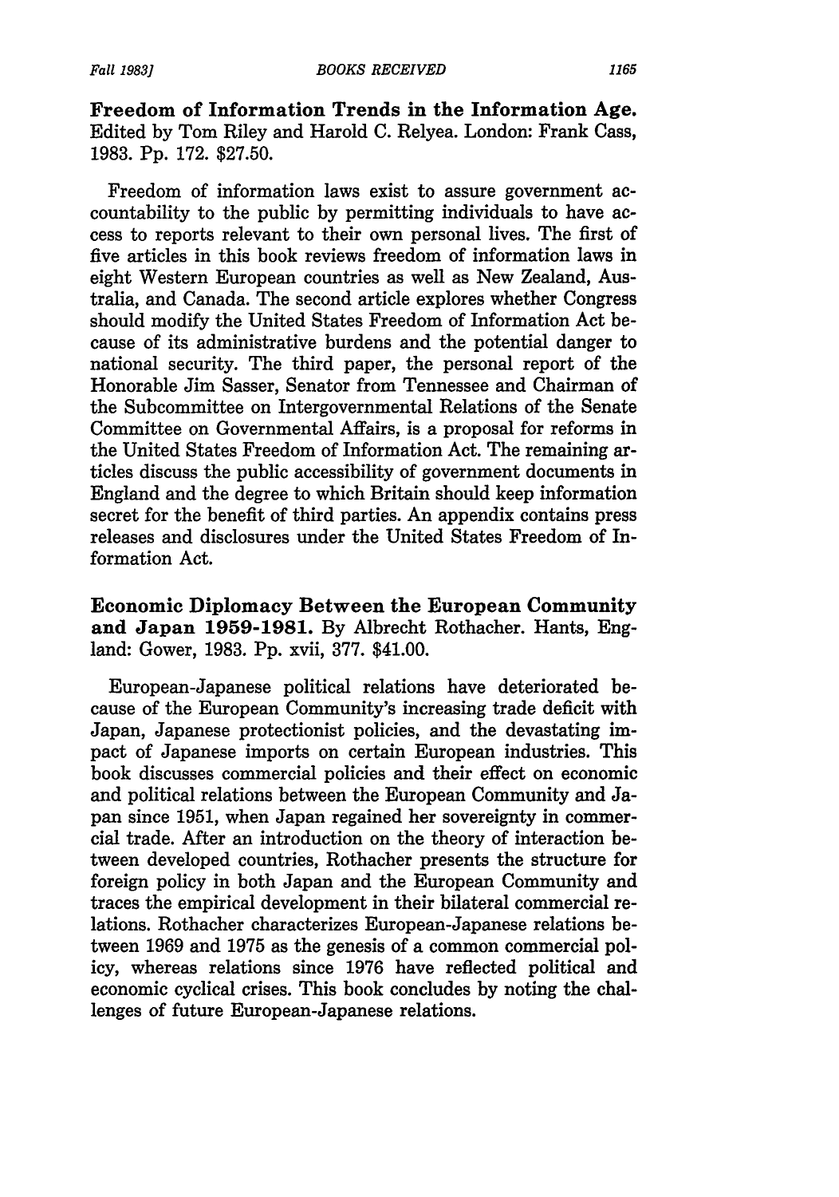**Freedom of Information Trends in the Information Age.** Edited by Tom Riley and Harold C. Relyea. London: Frank Cass, 1983. Pp. 172. $27.50.

Freedom of information laws exist to assure government accountability to the public by permitting individuals to have access to reports relevant to their own personal lives. The first of five articles in this book reviews freedom of information laws in eight Western European countries as well as New Zealand, Australia, and Canada. The second article explores whether Congress should modify the United States Freedom of Information Act because of its administrative burdens and the potential danger to national security. The third paper, the personal report of the Honorable Jim Sasser, Senator from Tennessee and Chairman of the Subcommittee on Intergovernmental Relations of the Senate Committee on Governmental Affairs, is a proposal for reforms in the United States Freedom of Information Act. The remaining articles discuss the public accessibility of government documents in England and the degree to which Britain should keep information secret for the benefit of third parties. An appendix contains press releases and disclosures under the United States Freedom of Information Act.

**Economic Diplomacy Between the European Community and Japan 1959-1981.** By Albrecht Rothacher. Hants, England: Gower, 1983. Pp. xvii, 377. $41.00.

European-Japanese political relations have deteriorated because of the European Community's increasing trade deficit with Japan, Japanese protectionist policies, and the devastating impact of Japanese imports on certain European industries. This book discusses commercial policies and their effect on economic and political relations between the European Community and Japan since 1951, when Japan regained her sovereignty in commercial trade. After an introduction on the theory of interaction between developed countries, Rothacher presents the structure for foreign policy in both Japan and the European Community and traces the empirical development in their bilateral commercial relations. Rothacher characterizes European-Japanese relations between 1969 and 1975 as the genesis of a common commercial policy, whereas relations since 1976 have reflected political and economic cyclical crises. This book concludes by noting the challenges of future European-Japanese relations.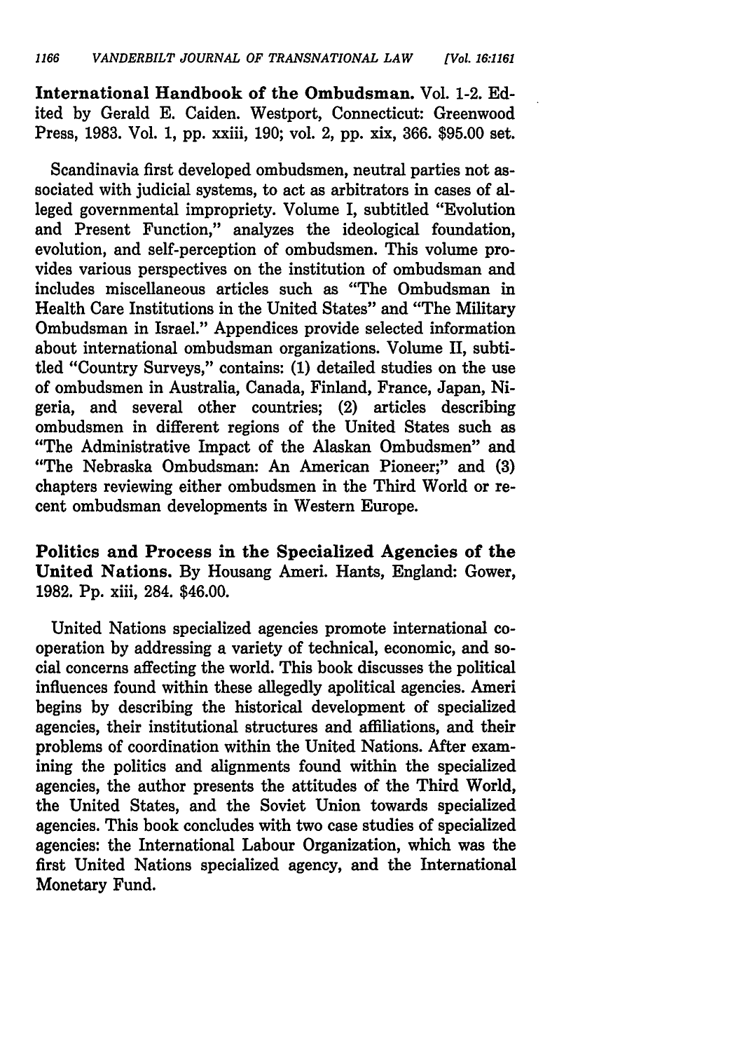**International Handbook of the Ombudsman.** Vol. 1-2. Edited by Gerald E. Caiden. Westport, Connecticut: Greenwood Press, 1983. Vol. 1, pp. xxiii, 190; vol. 2, pp. xix, 366. $95.00 set.

Scandinavia first developed ombudsmen, neutral parties not associated with judicial systems, to act as arbitrators in cases of alleged governmental impropriety. Volume I, subtitled "Evolution and Present Function," analyzes the ideological foundation, evolution, and self-perception of ombudsmen. This volume provides various perspectives on the institution of ombudsman and includes miscellaneous articles such as "The Ombudsman in Health Care Institutions in the United States" and "The Military Ombudsman in Israel." Appendices provide selected information about international ombudsman organizations. Volume II, subtitled "Country Surveys," contains: (1) detailed studies on the use of ombudsmen in Australia, Canada, Finland, France, Japan, Nigeria, and several other countries; (2) articles describing ombudsmen in different regions of the United States such as "The Administrative Impact of the Alaskan Ombudsmen" and "The Nebraska Ombudsman: An American Pioneer;" and (3) chapters reviewing either ombudsmen in the Third World or recent ombudsman developments in Western Europe.

**Politics and Process in the Specialized Agencies of the United Nations.** By Housang Ameri. Hants, England: Gower, 1982. Pp. xiii, 284. $46.00.

United Nations specialized agencies promote international cooperation by addressing a variety of technical, economic, and social concerns affecting the world. This book discusses the political influences found within these allegedly apolitical agencies. Ameri begins by describing the historical development of specialized agencies, their institutional structures and affiliations, and their problems of coordination within the United Nations. After examining the politics and alignments found within the specialized agencies, the author presents the attitudes of the Third World, the United States, and the Soviet Union towards specialized agencies. This book concludes with two case studies of specialized agencies: the International Labour Organization, which was the first United Nations specialized agency, and the International Monetary Fund.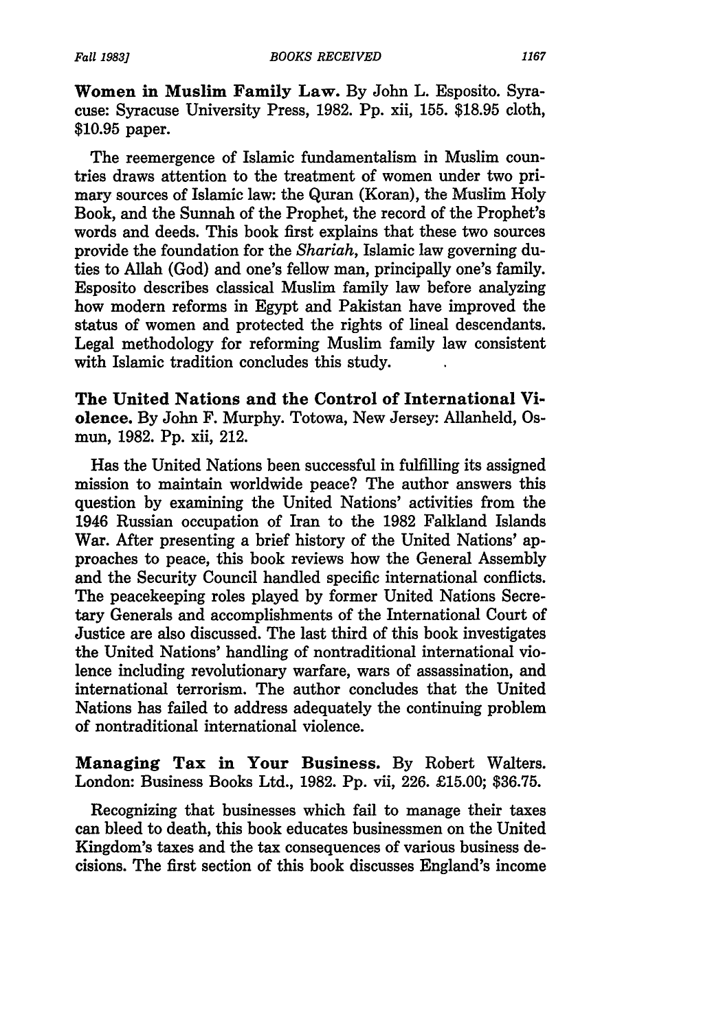**Women in Muslim Family Law.** By John L. Esposito. Syracuse: Syracuse University Press, 1982. Pp. xii, 155. $18.95 cloth, $10.95 paper.

The reemergence of Islamic fundamentalism in Muslim countries draws attention to the treatment of women under two primary sources of Islamic law: the Quran (Koran), the Muslim Holy Book, and the Sunnah of the Prophet, the record of the Prophet's words and deeds. This book first explains that these two sources provide the foundation for the *Shariah*, Islamic law governing duties to Allah (God) and one's fellow man, principally one's family. Esposito describes classical Muslim family law before analyzing how modern reforms in Egypt and Pakistan have improved the status of women and protected the rights of lineal descendants. Legal methodology for reforming Muslim family law consistent with Islamic tradition concludes this study.

**The United Nations and the Control of International Violence.** By John F. Murphy. Totowa, New Jersey: Allanheld, Osmun, 1982. Pp. xii, 212.

Has the United Nations been successful in fulfilling its assigned mission to maintain worldwide peace? The author answers this question by examining the United Nations' activities from the 1946 Russian occupation of Iran to the 1982 Falkland Islands War. After presenting a brief history of the United Nations' approaches to peace, this book reviews how the General Assembly and the Security Council handled specific international conflicts. The peacekeeping roles played by former United Nations Secretary Generals and accomplishments of the International Court of Justice are also discussed. The last third of this book investigates the United Nations' handling of nontraditional international violence including revolutionary warfare, wars of assassination, and international terrorism. The author concludes that the United Nations has failed to address adequately the continuing problem of nontraditional international violence.

**Managing Tax in Your Business.** By Robert Walters. London: Business Books Ltd., 1982. Pp. vii, 226. £15.00; $36.75.

Recognizing that businesses which fail to manage their taxes can bleed to death, this book educates businessmen on the United Kingdom's taxes and the tax consequences of various business decisions. The first section of this book discusses England's income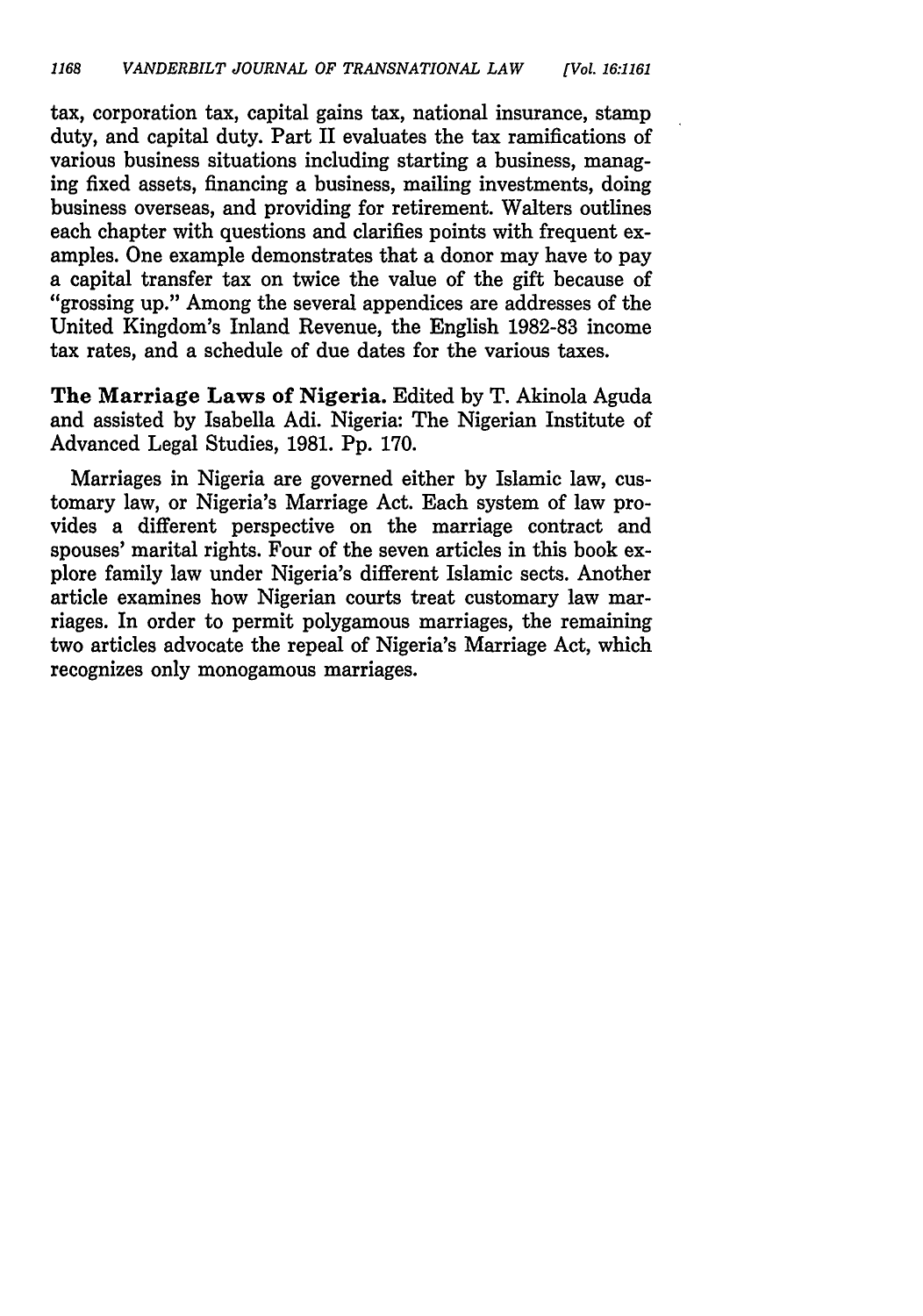tax, corporation tax, capital gains tax, national insurance, stamp duty, and capital duty. Part II evaluates the tax ramifications of various business situations including starting a business, managing fixed assets, financing a business, mailing investments, doing business overseas, and providing for retirement. Walters outlines each chapter with questions and clarifies points with frequent examples. One example demonstrates that a donor may have to pay a capital transfer tax on twice the value of the gift because of "grossing up." Among the several appendices are addresses of the United Kingdom's Inland Revenue, the English 1982-83 income tax rates, and a schedule of due dates for the various taxes.

**The Marriage Laws of Nigeria.** Edited by T. Akinola Aguda and assisted by Isabella Adi. Nigeria: The Nigerian Institute of Advanced Legal Studies, 1981. Pp. 170.

Marriages in Nigeria are governed either by Islamic law, customary law, or Nigeria's Marriage Act. Each system of law provides a different perspective on the marriage contract and spouses' marital rights. Four of the seven articles in this book explore family law under Nigeria's different Islamic sects. Another article examines how Nigerian courts treat customary law marriages. In order to permit polygamous marriages, the remaining two articles advocate the repeal of Nigeria's Marriage Act, which recognizes only monogamous marriages.